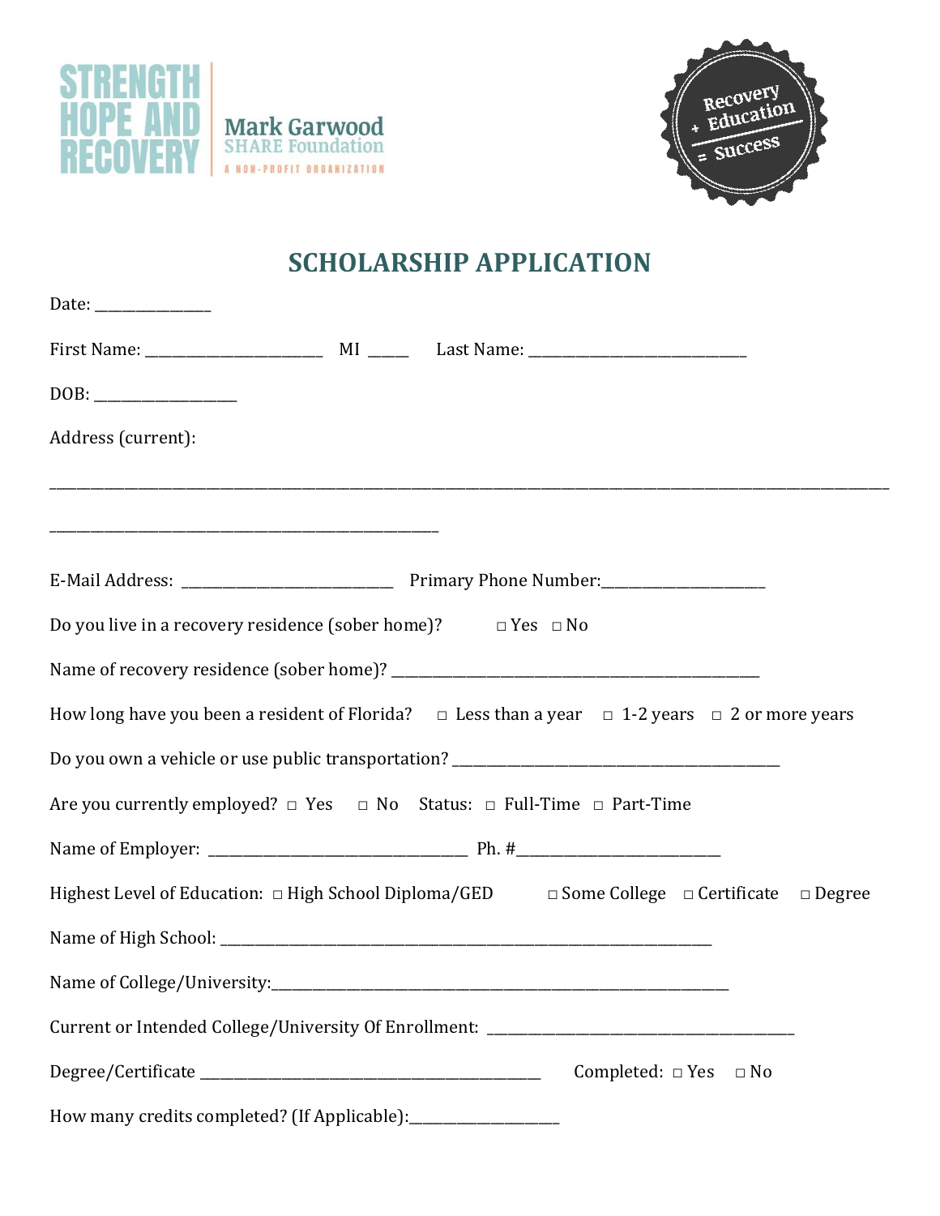STRENGTH HOPE AND RECOVERY

Mark Garwood SHARE Foundation

A NON-PROFIT ORGANIZATION

Recovery + Education = Success

# SCHOLARSHIP APPLICATION

Date: _______________

First Name: _______________________ MI _____ Last Name: ____________________________

DOB: __________________

Address (current):

_____________________________________________________________________________________________________________

__________________________________________________

E-Mail Address: ____________________________ Primary Phone Number:_____________________

Do you live in a recovery residence (sober home)? □ Yes □ No

Name of recovery residence (sober home)? __________________________________________________

How long have you been a resident of Florida? □ Less than a year □ 1-2 years □ 2 or more years

Do you own a vehicle or use public transportation? ____________________________________________

Are you currently employed? □ Yes □ No Status: □ Full-Time □ Part-Time

Name of Employer: __________________________________ Ph. #__________________________

Highest Level of Education: □ High School Diploma/GED □ Some College □ Certificate □ Degree

Name of High School: ______________________________________________________________________

Name of College/University:__________________________________________________________________

Current or Intended College/University Of Enrollment: _________________________________________

Degree/Certificate ____________________________________________ Completed: □ Yes □ No

How many credits completed? (If Applicable):___________________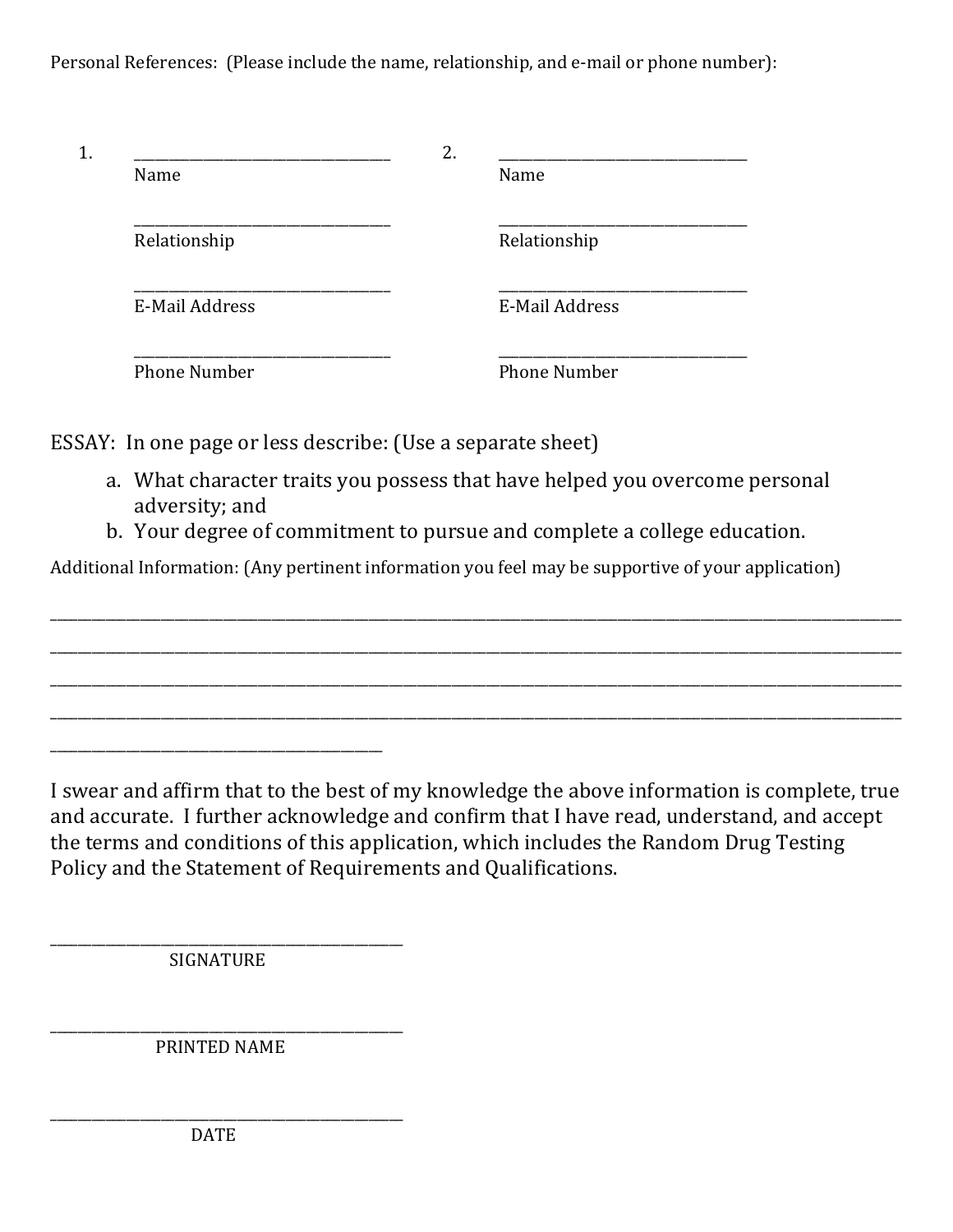Personal References: (Please include the name, relationship, and e-mail or phone number):

1. \_\_\_\_\_\_\_\_\_\_\_\_\_\_\_\_\_\_\_\_\_\_\_\_\_\_\_\_\_\_\_\_\_\_\_\_
   Name

   \_\_\_\_\_\_\_\_\_\_\_\_\_\_\_\_\_\_\_\_\_\_\_\_\_\_\_\_\_\_\_\_\_\_\_\_
   Relationship

   \_\_\_\_\_\_\_\_\_\_\_\_\_\_\_\_\_\_\_\_\_\_\_\_\_\_\_\_\_\_\_\_\_\_\_\_
   E-Mail Address

   \_\_\_\_\_\_\_\_\_\_\_\_\_\_\_\_\_\_\_\_\_\_\_\_\_\_\_\_\_\_\_\_\_\_\_\_
   Phone Number

2. \_\_\_\_\_\_\_\_\_\_\_\_\_\_\_\_\_\_\_\_\_\_\_\_\_\_\_\_\_\_\_\_\_\_\_\_
   Name

   \_\_\_\_\_\_\_\_\_\_\_\_\_\_\_\_\_\_\_\_\_\_\_\_\_\_\_\_\_\_\_\_\_\_\_\_
   Relationship

   \_\_\_\_\_\_\_\_\_\_\_\_\_\_\_\_\_\_\_\_\_\_\_\_\_\_\_\_\_\_\_\_\_\_\_\_
   E-Mail Address

   \_\_\_\_\_\_\_\_\_\_\_\_\_\_\_\_\_\_\_\_\_\_\_\_\_\_\_\_\_\_\_\_\_\_\_\_
   Phone Number

ESSAY: In one page or less describe: (Use a separate sheet)

a. What character traits you possess that have helped you overcome personal adversity; and
b. Your degree of commitment to pursue and complete a college education.

Additional Information: (Any pertinent information you feel may be supportive of your application)

\_\_\_\_\_\_\_\_\_\_\_\_\_\_\_\_\_\_\_\_\_\_\_\_\_\_\_\_\_\_\_\_\_\_\_\_\_\_\_\_\_\_\_\_\_\_\_\_\_\_\_\_\_\_\_\_\_\_\_\_\_\_\_\_\_\_\_\_\_\_\_\_\_\_\_\_\_\_

\_\_\_\_\_\_\_\_\_\_\_\_\_\_\_\_\_\_\_\_\_\_\_\_\_\_\_\_\_\_\_\_\_\_\_\_\_\_\_\_\_\_\_\_\_\_\_\_\_\_\_\_\_\_\_\_\_\_\_\_\_\_\_\_\_\_\_\_\_\_\_\_\_\_\_\_\_\_

\_\_\_\_\_\_\_\_\_\_\_\_\_\_\_\_\_\_\_\_\_\_\_\_\_\_\_\_\_\_\_\_\_\_\_\_\_\_\_\_\_\_\_\_\_\_\_\_\_\_\_\_\_\_\_\_\_\_\_\_\_\_\_\_\_\_\_\_\_\_\_\_\_\_\_\_\_\_

\_\_\_\_\_\_\_\_\_\_\_\_\_\_\_\_\_\_\_\_\_\_\_\_\_\_\_\_\_\_\_\_\_\_\_\_\_\_\_\_\_\_\_\_\_\_\_\_\_\_\_\_\_\_\_\_\_\_\_\_\_\_\_\_\_\_\_\_\_\_\_\_\_\_\_\_\_\_

\_\_\_\_\_\_\_\_\_\_\_\_\_\_\_\_\_\_\_\_\_\_\_\_\_\_\_\_\_\_\_\_\_\_\_\_\_\_\_\_

I swear and affirm that to the best of my knowledge the above information is complete, true and accurate. I further acknowledge and confirm that I have read, understand, and accept the terms and conditions of this application, which includes the Random Drug Testing Policy and the Statement of Requirements and Qualifications.

\_\_\_\_\_\_\_\_\_\_\_\_\_\_\_\_\_\_\_\_\_\_\_\_\_\_\_\_\_\_\_\_\_\_\_\_\_\_\_\_\_\_\_\_
SIGNATURE

\_\_\_\_\_\_\_\_\_\_\_\_\_\_\_\_\_\_\_\_\_\_\_\_\_\_\_\_\_\_\_\_\_\_\_\_\_\_\_\_\_\_\_\_
PRINTED NAME

\_\_\_\_\_\_\_\_\_\_\_\_\_\_\_\_\_\_\_\_\_\_\_\_\_\_\_\_\_\_\_\_\_\_\_\_\_\_\_\_\_\_\_\_
DATE